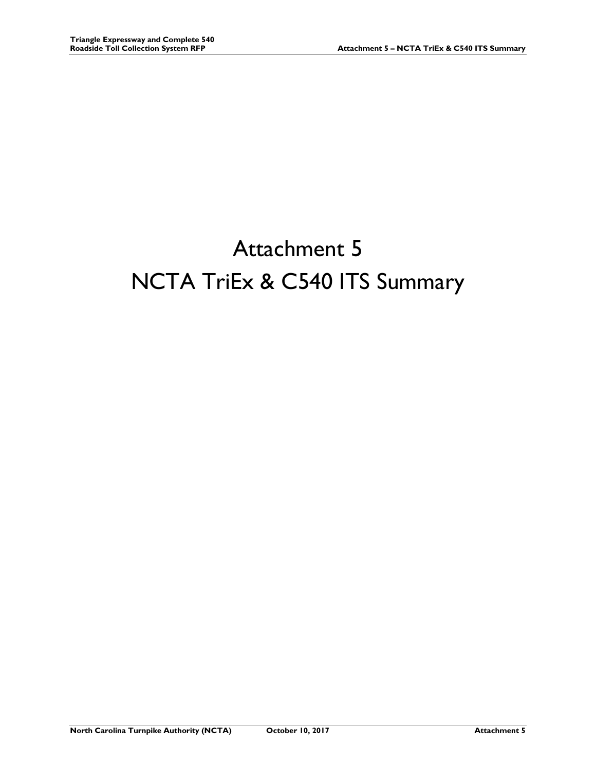# Attachment 5

# NCTA TriEx & C540 ITS Summary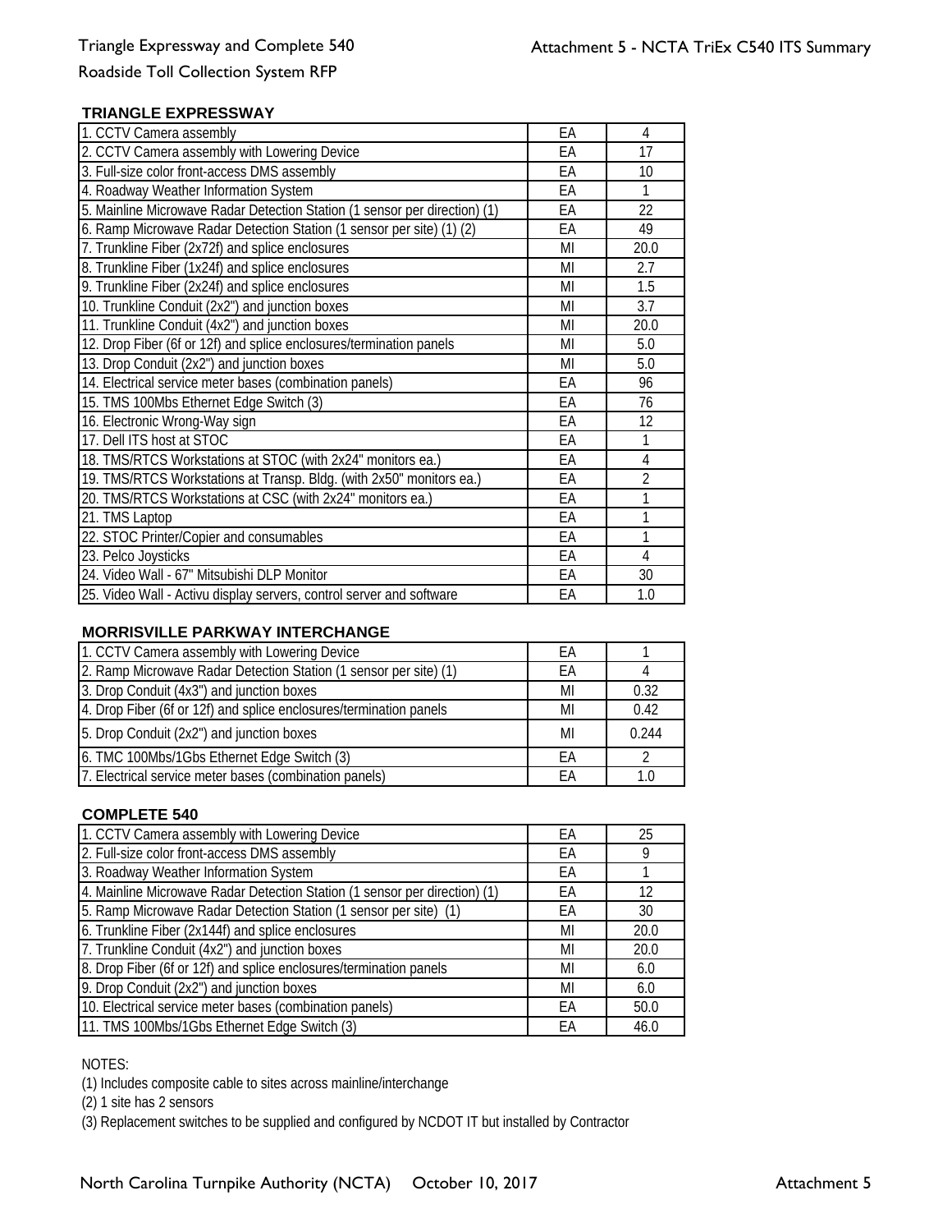## TRIANGLE EXPRESSWAY

| | | |
|---|---|---|
| 1. CCTV Camera assembly | EA | 4 |
| 2. CCTV Camera assembly with Lowering Device | EA | 17 |
| 3. Full-size color front-access DMS assembly | EA | 10 |
| 4. Roadway Weather Information System | EA | 1 |
| 5. Mainline Microwave Radar Detection Station (1 sensor per direction) (1) | EA | 22 |
| 6. Ramp Microwave Radar Detection Station (1 sensor per site) (1) (2) | EA | 49 |
| 7. Trunkline Fiber (2x72f) and splice enclosures | MI | 20.0 |
| 8. Trunkline Fiber (1x24f) and splice enclosures | MI | 2.7 |
| 9. Trunkline Fiber (2x24f) and splice enclosures | MI | 1.5 |
| 10. Trunkline Conduit (2x2") and junction boxes | MI | 3.7 |
| 11. Trunkline Conduit (4x2") and junction boxes | MI | 20.0 |
| 12. Drop Fiber (6f or 12f) and splice enclosures/termination panels | MI | 5.0 |
| 13. Drop Conduit (2x2") and junction boxes | MI | 5.0 |
| 14. Electrical service meter bases (combination panels) | EA | 96 |
| 15. TMS 100Mbs Ethernet Edge Switch (3) | EA | 76 |
| 16. Electronic Wrong-Way sign | EA | 12 |
| 17. Dell ITS host at STOC | EA | 1 |
| 18. TMS/RTCS Workstations at STOC (with 2x24" monitors ea.) | EA | 4 |
| 19. TMS/RTCS Workstations at Transp. Bldg. (with 2x50" monitors ea.) | EA | 2 |
| 20. TMS/RTCS Workstations at CSC (with 2x24" monitors ea.) | EA | 1 |
| 21. TMS Laptop | EA | 1 |
| 22. STOC Printer/Copier and consumables | EA | 1 |
| 23. Pelco Joysticks | EA | 4 |
| 24. Video Wall - 67" Mitsubishi DLP Monitor | EA | 30 |
| 25. Video Wall - Activu display servers, control server and software | EA | 1.0 |

## MORRISVILLE PARKWAY INTERCHANGE

| | | |
|---|---|---|
| 1. CCTV Camera assembly with Lowering Device | EA | 1 |
| 2. Ramp Microwave Radar Detection Station (1 sensor per site) (1) | EA | 4 |
| 3. Drop Conduit (4x3") and junction boxes | MI | 0.32 |
| 4. Drop Fiber (6f or 12f) and splice enclosures/termination panels | MI | 0.42 |
| 5. Drop Conduit (2x2") and junction boxes | MI | 0.244 |
| 6. TMC 100Mbs/1Gbs Ethernet Edge Switch (3) | EA | 2 |
| 7. Electrical service meter bases (combination panels) | EA | 1.0 |

## COMPLETE 540

| | | |
|---|---|---|
| 1. CCTV Camera assembly with Lowering Device | EA | 25 |
| 2. Full-size color front-access DMS assembly | EA | 9 |
| 3. Roadway Weather Information System | EA | 1 |
| 4. Mainline Microwave Radar Detection Station (1 sensor per direction) (1) | EA | 12 |
| 5. Ramp Microwave Radar Detection Station (1 sensor per site) (1) | EA | 30 |
| 6. Trunkline Fiber (2x144f) and splice enclosures | MI | 20.0 |
| 7. Trunkline Conduit (4x2") and junction boxes | MI | 20.0 |
| 8. Drop Fiber (6f or 12f) and splice enclosures/termination panels | MI | 6.0 |
| 9. Drop Conduit (2x2") and junction boxes | MI | 6.0 |
| 10. Electrical service meter bases (combination panels) | EA | 50.0 |
| 11. TMS 100Mbs/1Gbs Ethernet Edge Switch (3) | EA | 46.0 |

NOTES:

(1) Includes composite cable to sites across mainline/interchange

(2) 1 site has 2 sensors

(3) Replacement switches to be supplied and configured by NCDOT IT but installed by Contractor